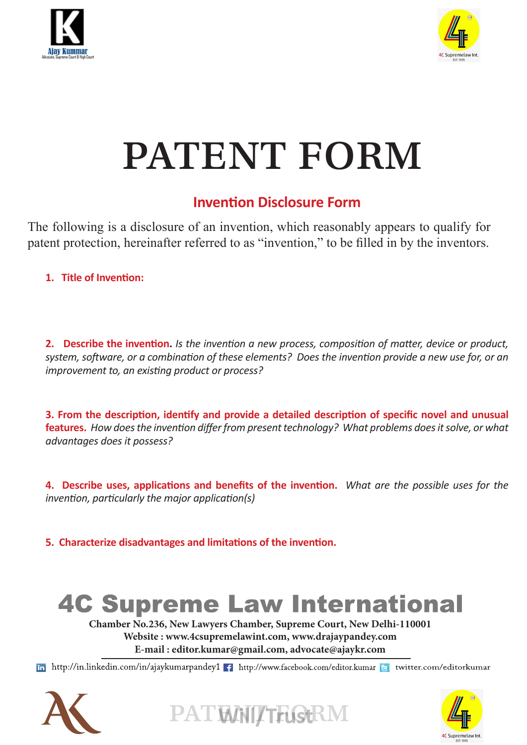# PATENT FORM

## Invention Disclosure Form

The following is a disclosure of an invention, which reasonably appears to qualify for patent protection, hereinafter referred to as "invention," to be filled in by the inventors.

1. **Title of Invention:**

2. **Describe the invention.** *Is the invention a new process, composition of matter, device or product, system, software, or a combination of these elements? Does the invention provide a new use for, or an improvement to, an existing product or process?*

3. **From the description, identify and provide a detailed description of specific novel and unusual features.** *How does the invention differ from present technology? What problems does it solve, or what advantages does it possess?*

4. **Describe uses, applications and benefits of the invention.** *What are the possible uses for the invention, particularly the major application(s)*

5. **Characterize disadvantages and limitations of the invention.**

**4C Supreme Law International**

Chamber No.236, New Lawyers Chamber, Supreme Court, New Delhi-110001
Website : www.4csupremelawint.com, www.drajaypandey.com
E-mail : editor.kumar@gmail.com, advocate@ajaykr.com

http://in.linkedin.com/in/ajaykumarpandey1 http://www.facebook.com/editor.kumar twitter.com/editorkumar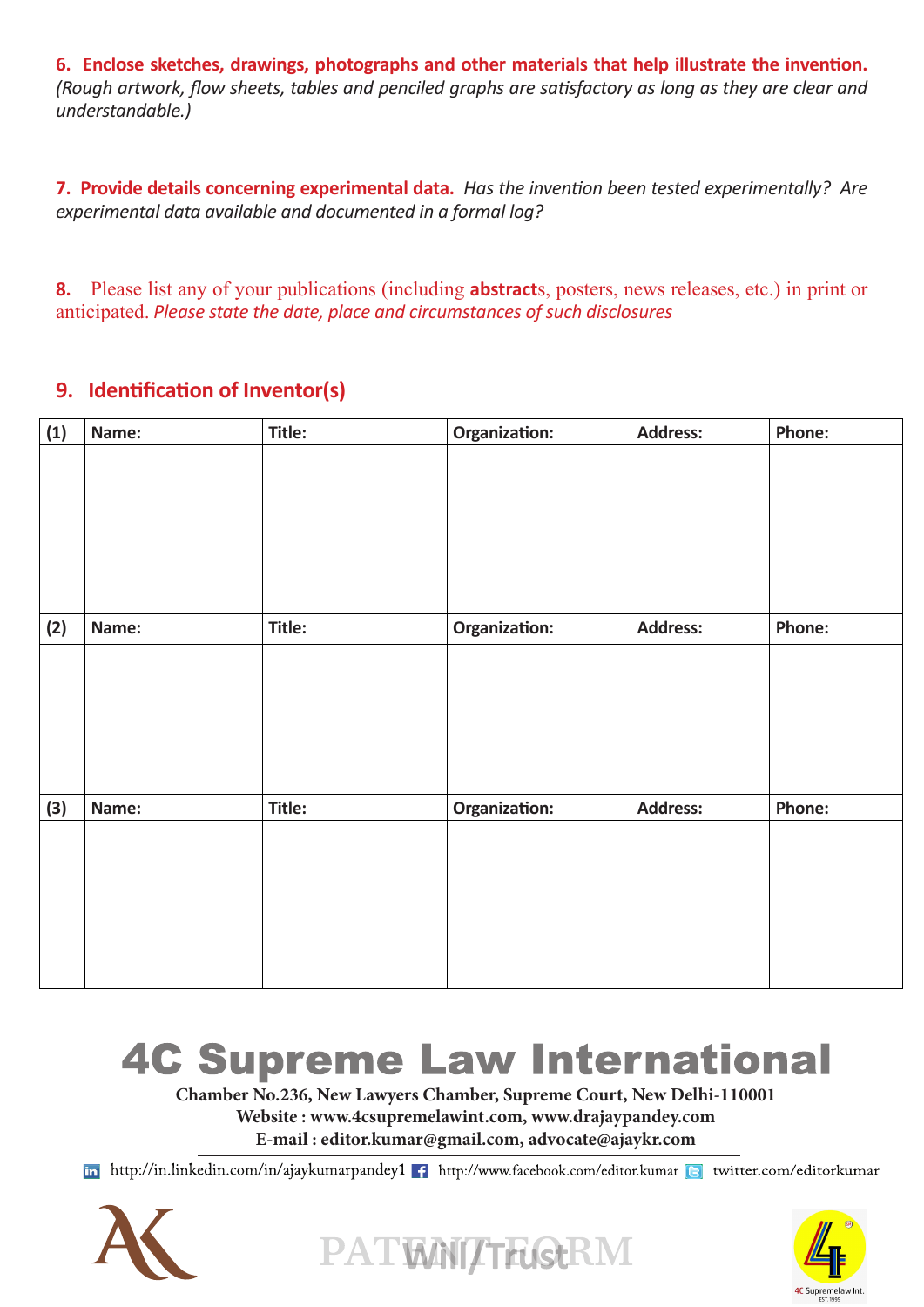**6. Enclose sketches, drawings, photographs and other materials that help illustrate the invention.** *(Rough artwork, flow sheets, tables and penciled graphs are satisfactory as long as they are clear and understandable.)*

**7. Provide details concerning experimental data.** *Has the invention been tested experimentally? Are experimental data available and documented in a formal log?*

**8.** Please list any of your publications (including **abstract**s, posters, news releases, etc.) in print or anticipated. *Please state the date, place and circumstances of such disclosures*

## 9. Identification of Inventor(s)

| (1) | Name: | Title: | Organization: | Address: | Phone: |
|---|---|---|---|---|---|
| | | | | | |
| **(2)** | **Name:** | **Title:** | **Organization:** | **Address:** | **Phone:** |
| | | | | | |
| **(3)** | **Name:** | **Title:** | **Organization:** | **Address:** | **Phone:** |
| | | | | | |

# 4C Supreme Law International

**Chamber No.236, New Lawyers Chamber, Supreme Court, New Delhi-110001**
**Website : www.4csupremelawint.com, www.drajaypandey.com**
**E-mail : editor.kumar@gmail.com, advocate@ajaykr.com**

http://in.linkedin.com/in/ajaykumarpandey1 http://www.facebook.com/editor.kumar twitter.com/editorkumar

PATENT FORM Will/Trust

4C Supremelaw Int. EST. 1995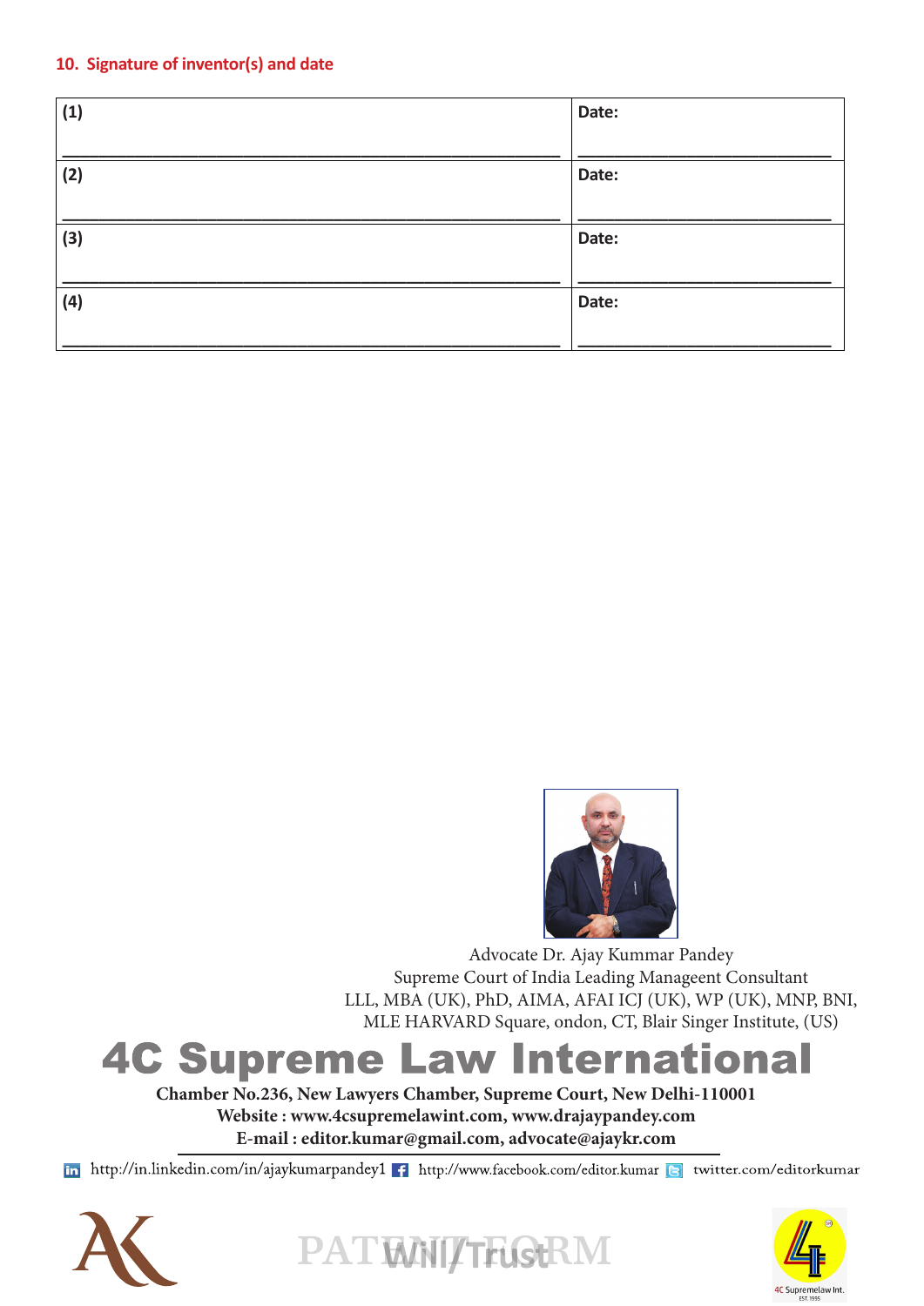## 10. Signature of inventor(s) and date

| | |
|---|---|
| (1) ____________________ | Date: ____________________ |
| (2) ____________________ | Date: ____________________ |
| (3) ____________________ | Date: ____________________ |
| (4) ____________________ | Date: ____________________ |

Advocate Dr. Ajay Kummar Pandey
Supreme Court of India Leading Manageent Consultant
LLL, MBA (UK), PhD, AIMA, AFAI ICJ (UK), WP (UK), MNP, BNI,
MLE HARVARD Square, ondon, CT, Blair Singer Institute, (US)

# 4C Supreme Law International

**Chamber No.236, New Lawyers Chamber, Supreme Court, New Delhi-110001**
**Website : www.4csupremelawint.com, www.drajaypandey.com**
**E-mail : editor.kumar@gmail.com, advocate@ajaykr.com**

http://in.linkedin.com/in/ajaykumarpandey1 http://www.facebook.com/editor.kumar twitter.com/editorkumar

PATENT FORM

4C Supremelaw Int.
EST. 1995